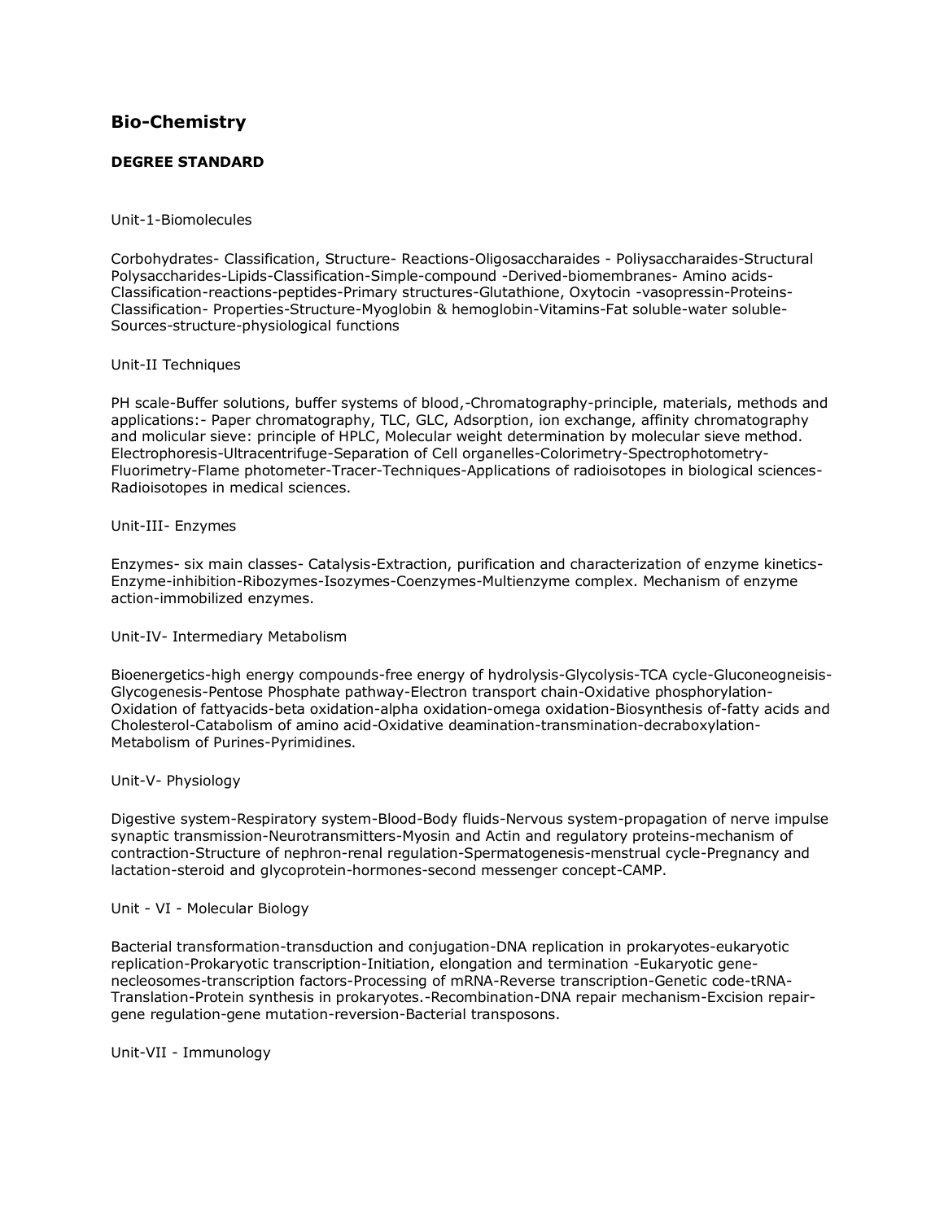## Bio-Chemistry

**DEGREE STANDARD**

Unit-1-Biomolecules

Corbohydrates- Classification, Structure- Reactions-Oligosaccharaides - Poliysaccharaides-Structural Polysaccharides-Lipids-Classification-Simple-compound -Derived-biomembranes- Amino acids-Classification-reactions-peptides-Primary structures-Glutathione, Oxytocin -vasopressin-Proteins-Classification- Properties-Structure-Myoglobin & hemoglobin-Vitamins-Fat soluble-water soluble-Sources-structure-physiological functions

Unit-II Techniques

PH scale-Buffer solutions, buffer systems of blood,-Chromatography-principle, materials, methods and applications:- Paper chromatography, TLC, GLC, Adsorption, ion exchange, affinity chromatography and molicular sieve: principle of HPLC, Molecular weight determination by molecular sieve method. Electrophoresis-Ultracentrifuge-Separation of Cell organelles-Colorimetry-Spectrophotometry-Fluorimetry-Flame photometer-Tracer-Techniques-Applications of radioisotopes in biological sciences-Radioisotopes in medical sciences.

Unit-III- Enzymes

Enzymes- six main classes- Catalysis-Extraction, purification and characterization of enzyme kinetics-Enzyme-inhibition-Ribozymes-Isozymes-Coenzymes-Multienzyme complex. Mechanism of enzyme action-immobilized enzymes.

Unit-IV- Intermediary Metabolism

Bioenergetics-high energy compounds-free energy of hydrolysis-Glycolysis-TCA cycle-Gluconeogneisis-Glycogenesis-Pentose Phosphate pathway-Electron transport chain-Oxidative phosphorylation-Oxidation of fattyacids-beta oxidation-alpha oxidation-omega oxidation-Biosynthesis of-fatty acids and Cholesterol-Catabolism of amino acid-Oxidative deamination-transmination-decraboxylation-Metabolism of Purines-Pyrimidines.

Unit-V- Physiology

Digestive system-Respiratory system-Blood-Body fluids-Nervous system-propagation of nerve impulse synaptic transmission-Neurotransmitters-Myosin and Actin and regulatory proteins-mechanism of contraction-Structure of nephron-renal regulation-Spermatogenesis-menstrual cycle-Pregnancy and lactation-steroid and glycoprotein-hormones-second messenger concept-CAMP.

Unit - VI - Molecular Biology

Bacterial transformation-transduction and conjugation-DNA replication in prokaryotes-eukaryotic replication-Prokaryotic transcription-Initiation, elongation and termination -Eukaryotic gene-necleosomes-transcription factors-Processing of mRNA-Reverse transcription-Genetic code-tRNA-Translation-Protein synthesis in prokaryotes.-Recombination-DNA repair mechanism-Excision repair-gene regulation-gene mutation-reversion-Bacterial transposons.

Unit-VII - Immunology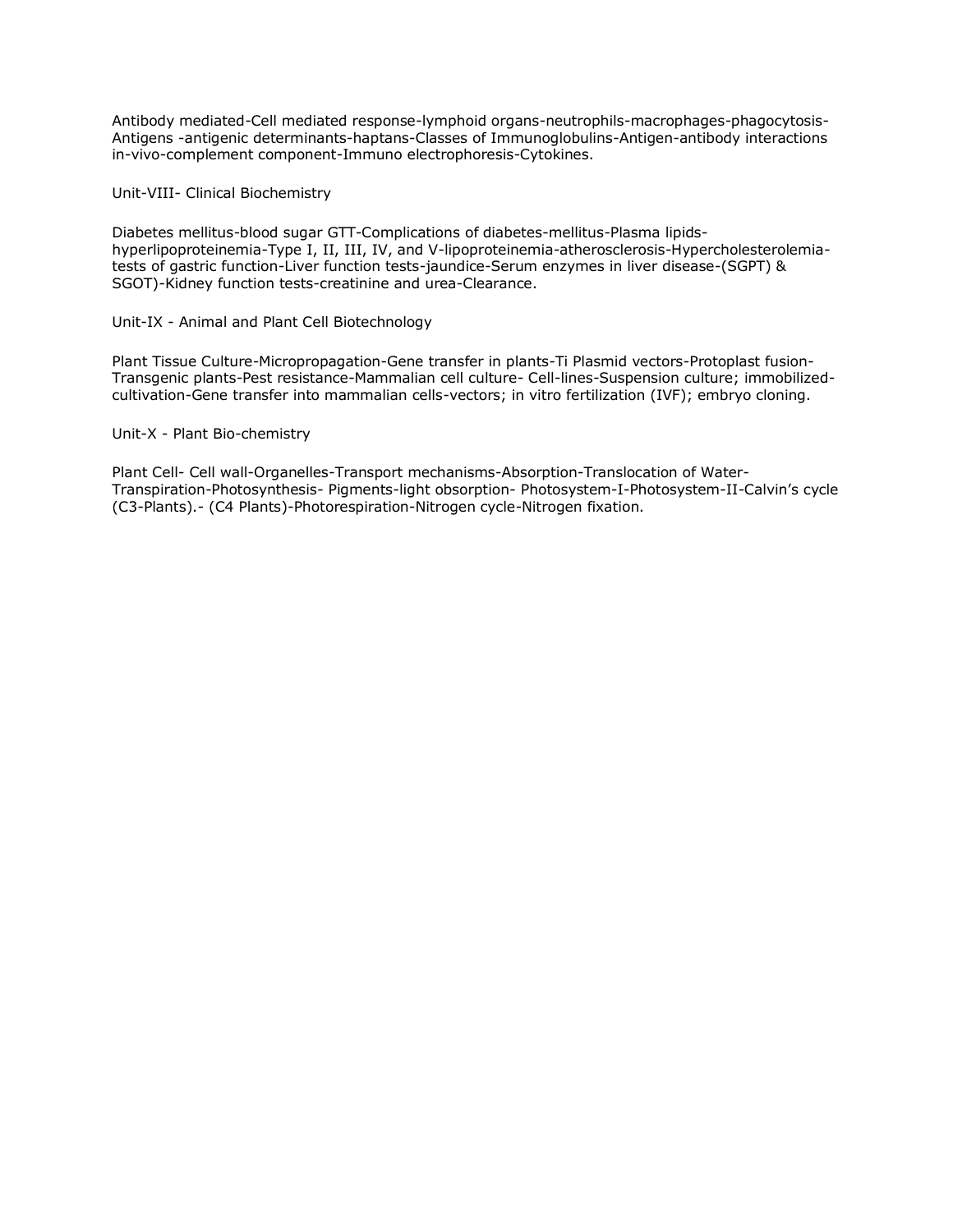Antibody mediated-Cell mediated response-lymphoid organs-neutrophils-macrophages-phagocytosis-Antigens -antigenic determinants-haptans-Classes of Immunoglobulins-Antigen-antibody interactions in-vivo-complement component-Immuno electrophoresis-Cytokines.

Unit-VIII- Clinical Biochemistry

Diabetes mellitus-blood sugar GTT-Complications of diabetes-mellitus-Plasma lipids-hyperlipoproteinemia-Type I, II, III, IV, and V-lipoproteinemia-atherosclerosis-Hypercholesterolemia-tests of gastric function-Liver function tests-jaundice-Serum enzymes in liver disease-(SGPT) & SGOT)-Kidney function tests-creatinine and urea-Clearance.

Unit-IX - Animal and Plant Cell Biotechnology

Plant Tissue Culture-Micropropagation-Gene transfer in plants-Ti Plasmid vectors-Protoplast fusion-Transgenic plants-Pest resistance-Mammalian cell culture- Cell-lines-Suspension culture; immobilized-cultivation-Gene transfer into mammalian cells-vectors; in vitro fertilization (IVF); embryo cloning.

Unit-X - Plant Bio-chemistry

Plant Cell- Cell wall-Organelles-Transport mechanisms-Absorption-Translocation of Water-Transpiration-Photosynthesis- Pigments-light obsorption- Photosystem-I-Photosystem-II-Calvin's cycle (C3-Plants).- (C4 Plants)-Photorespiration-Nitrogen cycle-Nitrogen fixation.